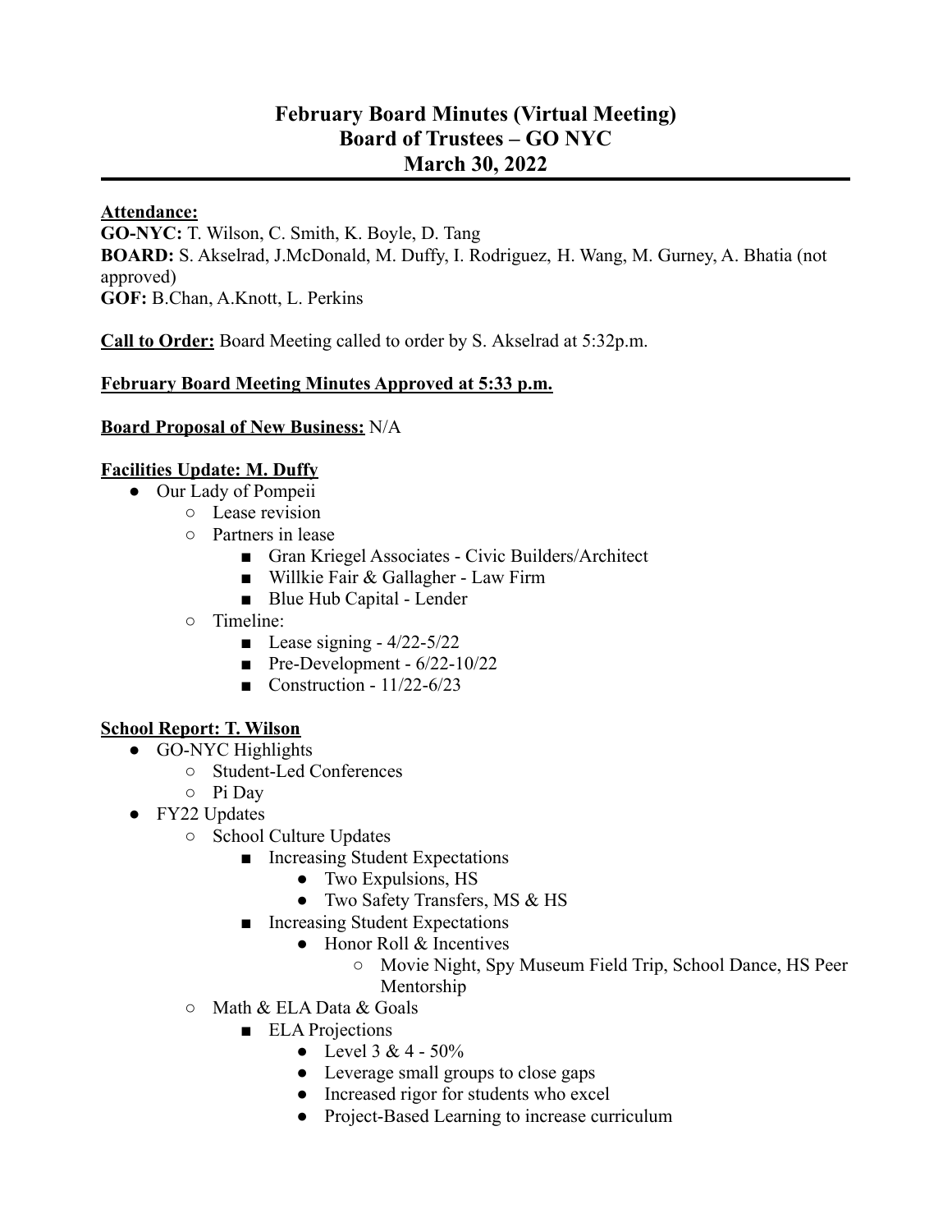# February Board Minutes (Virtual Meeting)
# Board of Trustees – GO NYC
# March 30, 2022

**Attendance:**
**GO-NYC:** T. Wilson, C. Smith, K. Boyle, D. Tang
**BOARD:** S. Akselrad, J.McDonald, M. Duffy, I. Rodriguez, H. Wang, M. Gurney, A. Bhatia (not approved)
**GOF:** B.Chan, A.Knott, L. Perkins

**Call to Order:** Board Meeting called to order by S. Akselrad at 5:32p.m.

**February Board Meeting Minutes Approved at 5:33 p.m.**

**Board Proposal of New Business:** N/A

**Facilities Update: M. Duffy**

- Our Lady of Pompeii
  - Lease revision
  - Partners in lease
    - Gran Kriegel Associates - Civic Builders/Architect
    - Willkie Fair & Gallagher - Law Firm
    - Blue Hub Capital - Lender
  - Timeline:
    - Lease signing - 4/22-5/22
    - Pre-Development - 6/22-10/22
    - Construction - 11/22-6/23

**School Report: T. Wilson**

- GO-NYC Highlights
  - Student-Led Conferences
  - Pi Day
- FY22 Updates
  - School Culture Updates
    - Increasing Student Expectations
      - Two Expulsions, HS
      - Two Safety Transfers, MS & HS
    - Increasing Student Expectations
      - Honor Roll & Incentives
        - Movie Night, Spy Museum Field Trip, School Dance, HS Peer Mentorship
  - Math & ELA Data & Goals
    - ELA Projections
      - Level 3 & 4 - 50%
      - Leverage small groups to close gaps
      - Increased rigor for students who excel
      - Project-Based Learning to increase curriculum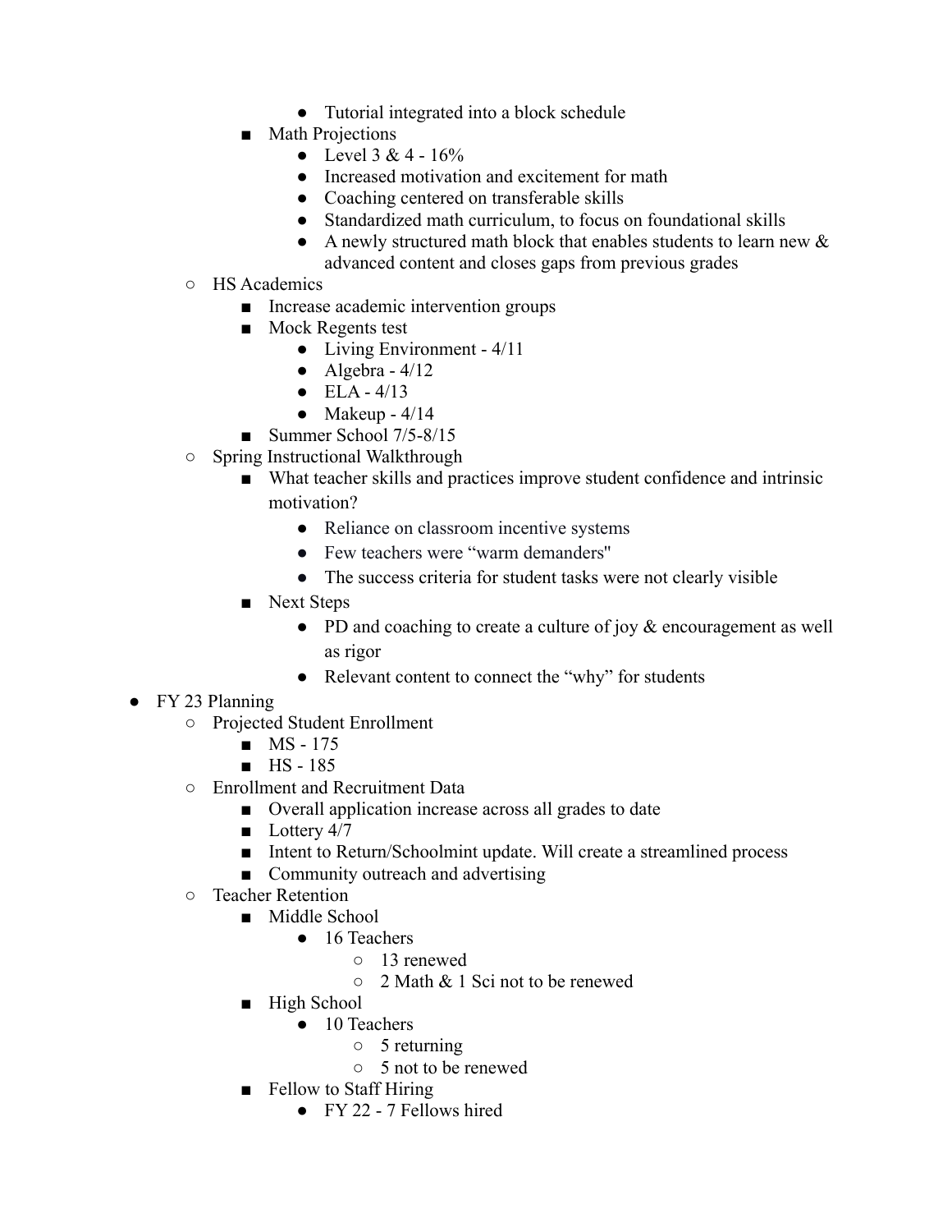- Tutorial integrated into a block schedule
    - Math Projections
        - Level 3 & 4 - 16%
        - Increased motivation and excitement for math
        - Coaching centered on transferable skills
        - Standardized math curriculum, to focus on foundational skills
        - A newly structured math block that enables students to learn new & advanced content and closes gaps from previous grades
  - HS Academics
    - Increase academic intervention groups
    - Mock Regents test
        - Living Environment - 4/11
        - Algebra - 4/12
        - ELA - 4/13
        - Makeup - 4/14
    - Summer School 7/5-8/15
  - Spring Instructional Walkthrough
    - What teacher skills and practices improve student confidence and intrinsic motivation?
        - Reliance on classroom incentive systems
        - Few teachers were "warm demanders"
        - The success criteria for student tasks were not clearly visible
    - Next Steps
        - PD and coaching to create a culture of joy & encouragement as well as rigor
        - Relevant content to connect the "why" for students
- FY 23 Planning
  - Projected Student Enrollment
    - MS - 175
    - HS - 185
  - Enrollment and Recruitment Data
    - Overall application increase across all grades to date
    - Lottery 4/7
    - Intent to Return/Schoolmint update. Will create a streamlined process
    - Community outreach and advertising
  - Teacher Retention
    - Middle School
        - 16 Teachers
            - 13 renewed
            - 2 Math & 1 Sci not to be renewed
    - High School
        - 10 Teachers
            - 5 returning
            - 5 not to be renewed
    - Fellow to Staff Hiring
        - FY 22 - 7 Fellows hired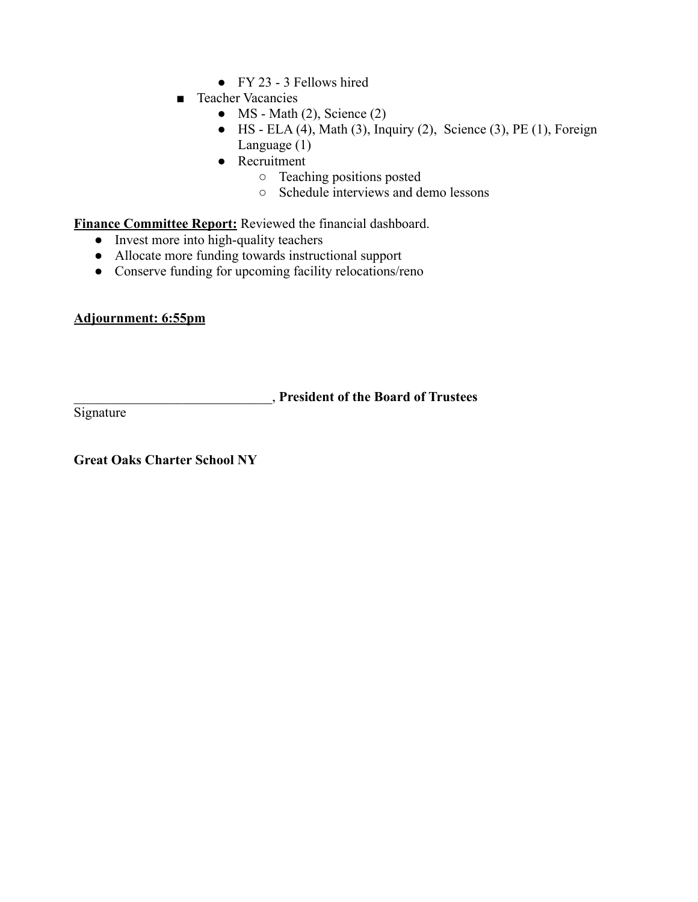- FY 23 - 3 Fellows hired
- Teacher Vacancies
    - MS - Math (2), Science (2)
    - HS - ELA (4), Math (3), Inquiry (2), Science (3), PE (1), Foreign Language (1)
    - Recruitment
        - Teaching positions posted
        - Schedule interviews and demo lessons

**Finance Committee Report:** Reviewed the financial dashboard.

- Invest more into high-quality teachers
- Allocate more funding towards instructional support
- Conserve funding for upcoming facility relocations/reno

**Adjournment: 6:55pm**

_____________________________, **President of the Board of Trustees**
Signature

**Great Oaks Charter School NY**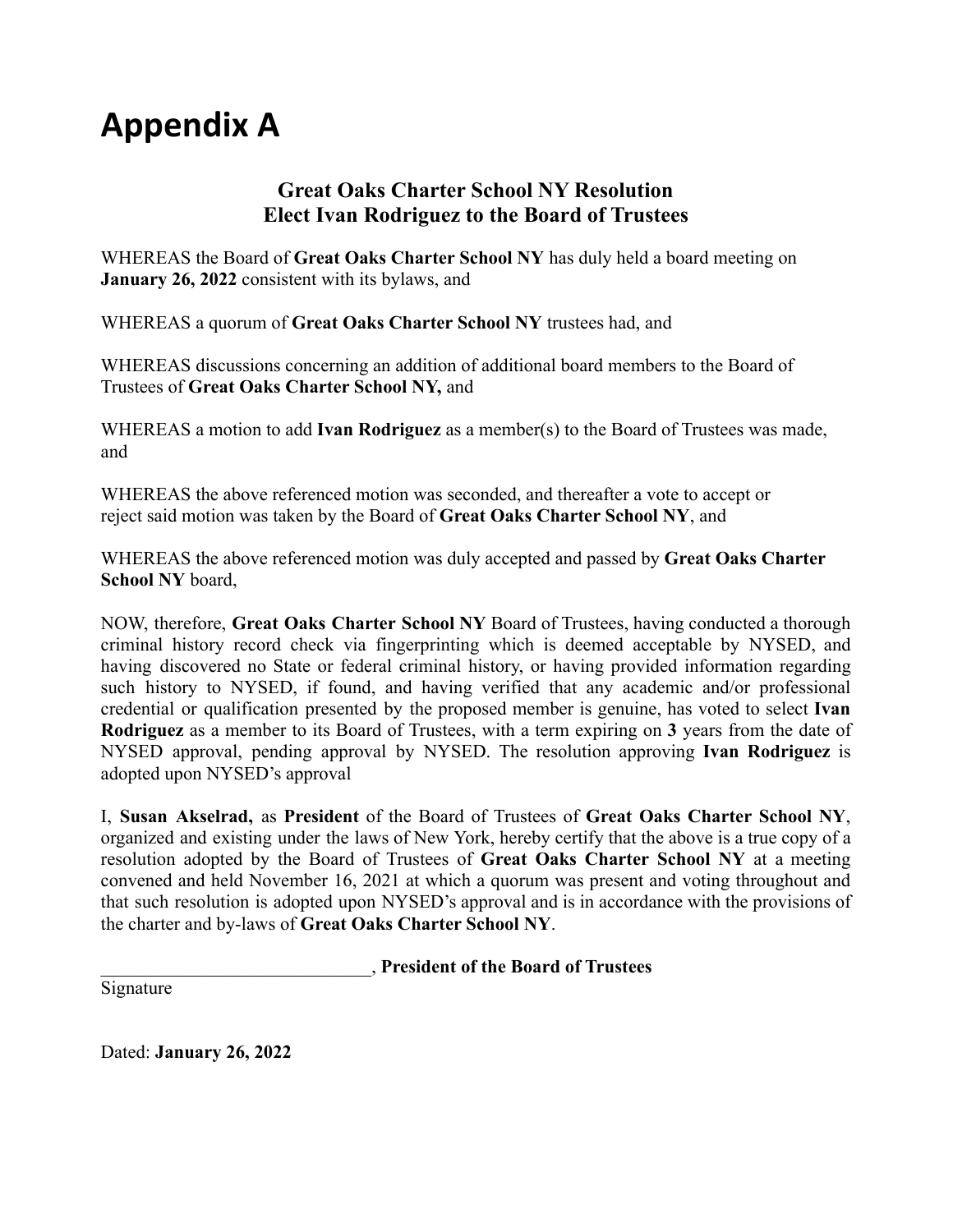# Appendix A

## Great Oaks Charter School NY Resolution
## Elect Ivan Rodriguez to the Board of Trustees

WHEREAS the Board of **Great Oaks Charter School NY** has duly held a board meeting on **January 26, 2022** consistent with its bylaws, and

WHEREAS a quorum of **Great Oaks Charter School NY** trustees had, and

WHEREAS discussions concerning an addition of additional board members to the Board of Trustees of **Great Oaks Charter School NY,** and

WHEREAS a motion to add **Ivan Rodriguez** as a member(s) to the Board of Trustees was made, and

WHEREAS the above referenced motion was seconded, and thereafter a vote to accept or reject said motion was taken by the Board of **Great Oaks Charter School NY**, and

WHEREAS the above referenced motion was duly accepted and passed by **Great Oaks Charter School NY** board,

NOW, therefore, **Great Oaks Charter School NY** Board of Trustees, having conducted a thorough criminal history record check via fingerprinting which is deemed acceptable by NYSED, and having discovered no State or federal criminal history, or having provided information regarding such history to NYSED, if found, and having verified that any academic and/or professional credential or qualification presented by the proposed member is genuine, has voted to select **Ivan Rodriguez** as a member to its Board of Trustees, with a term expiring on **3** years from the date of NYSED approval, pending approval by NYSED. The resolution approving **Ivan Rodriguez** is adopted upon NYSED's approval

I, **Susan Akselrad,** as **President** of the Board of Trustees of **Great Oaks Charter School NY**, organized and existing under the laws of New York, hereby certify that the above is a true copy of a resolution adopted by the Board of Trustees of **Great Oaks Charter School NY** at a meeting convened and held November 16, 2021 at which a quorum was present and voting throughout and that such resolution is adopted upon NYSED's approval and is in accordance with the provisions of the charter and by-laws of **Great Oaks Charter School NY**.

_____________________________, **President of the Board of Trustees**
Signature

Dated: **January 26, 2022**